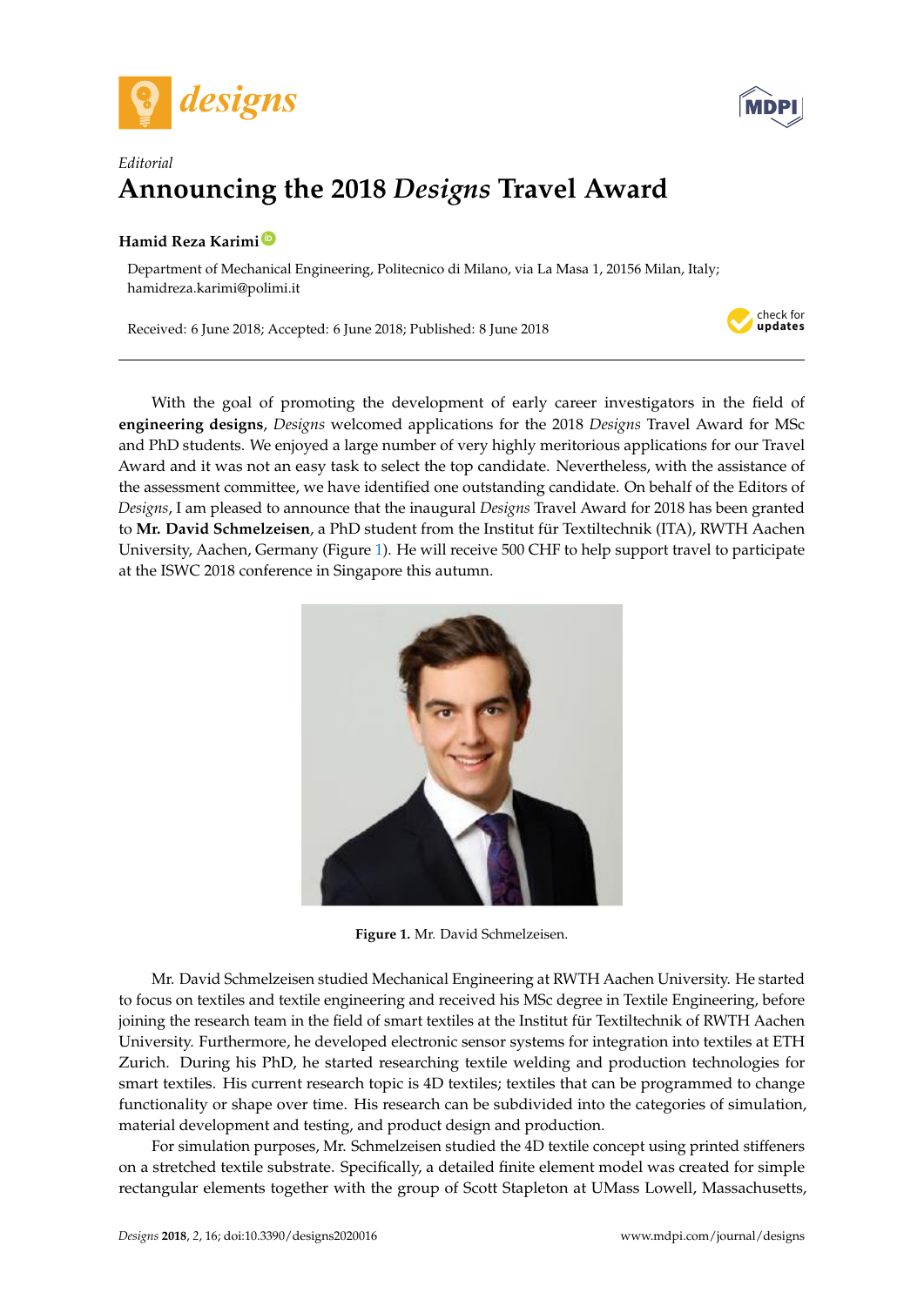*Editorial*

# Announcing the 2018 *Designs* Travel Award

**Hamid Reza Karimi**

Department of Mechanical Engineering, Politecnico di Milano, via La Masa 1, 20156 Milan, Italy; hamidreza.karimi@polimi.it

Received: 6 June 2018; Accepted: 6 June 2018; Published: 8 June 2018

---

With the goal of promoting the development of early career investigators in the field of **engineering designs**, *Designs* welcomed applications for the 2018 *Designs* Travel Award for MSc and PhD students. We enjoyed a large number of very highly meritorious applications for our Travel Award and it was not an easy task to select the top candidate. Nevertheless, with the assistance of the assessment committee, we have identified one outstanding candidate. On behalf of the Editors of *Designs*, I am pleased to announce that the inaugural *Designs* Travel Award for 2018 has been granted to **Mr. David Schmelzeisen**, a PhD student from the Institut für Textiltechnik (ITA), RWTH Aachen University, Aachen, Germany (Figure 1). He will receive 500 CHF to help support travel to participate at the ISWC 2018 conference in Singapore this autumn.

**Figure 1.** Mr. David Schmelzeisen.

Mr. David Schmelzeisen studied Mechanical Engineering at RWTH Aachen University. He started to focus on textiles and textile engineering and received his MSc degree in Textile Engineering, before joining the research team in the field of smart textiles at the Institut für Textiltechnik of RWTH Aachen University. Furthermore, he developed electronic sensor systems for integration into textiles at ETH Zurich. During his PhD, he started researching textile welding and production technologies for smart textiles. His current research topic is 4D textiles; textiles that can be programmed to change functionality or shape over time. His research can be subdivided into the categories of simulation, material development and testing, and product design and production.

For simulation purposes, Mr. Schmelzeisen studied the 4D textile concept using printed stiffeners on a stretched textile substrate. Specifically, a detailed finite element model was created for simple rectangular elements together with the group of Scott Stapleton at UMass Lowell, Massachusetts,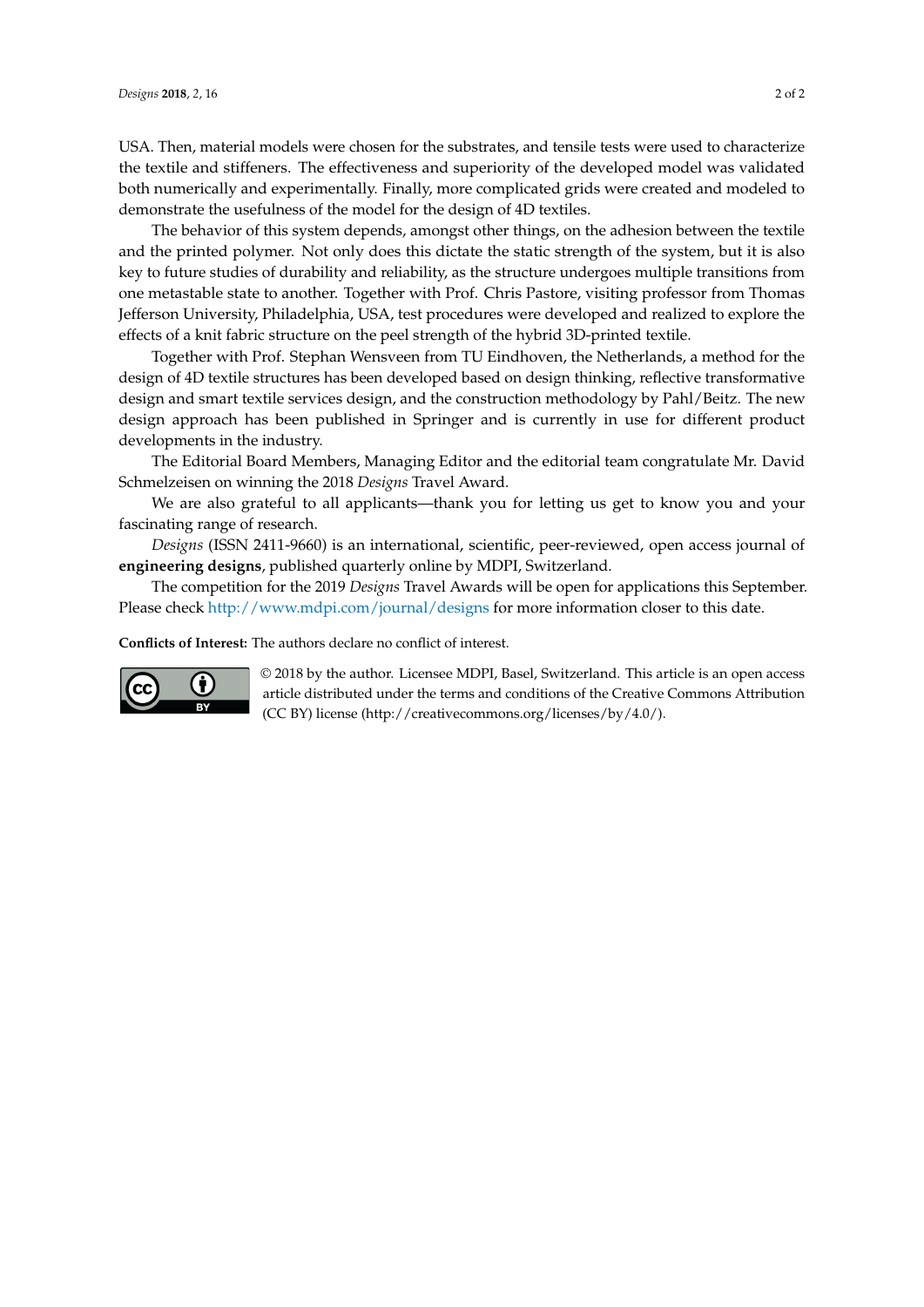USA. Then, material models were chosen for the substrates, and tensile tests were used to characterize the textile and stiffeners. The effectiveness and superiority of the developed model was validated both numerically and experimentally. Finally, more complicated grids were created and modeled to demonstrate the usefulness of the model for the design of 4D textiles.

The behavior of this system depends, amongst other things, on the adhesion between the textile and the printed polymer. Not only does this dictate the static strength of the system, but it is also key to future studies of durability and reliability, as the structure undergoes multiple transitions from one metastable state to another. Together with Prof. Chris Pastore, visiting professor from Thomas Jefferson University, Philadelphia, USA, test procedures were developed and realized to explore the effects of a knit fabric structure on the peel strength of the hybrid 3D-printed textile.

Together with Prof. Stephan Wensveen from TU Eindhoven, the Netherlands, a method for the design of 4D textile structures has been developed based on design thinking, reflective transformative design and smart textile services design, and the construction methodology by Pahl/Beitz. The new design approach has been published in Springer and is currently in use for different product developments in the industry.

The Editorial Board Members, Managing Editor and the editorial team congratulate Mr. David Schmelzeisen on winning the 2018 *Designs* Travel Award.

We are also grateful to all applicants—thank you for letting us get to know you and your fascinating range of research.

*Designs* (ISSN 2411-9660) is an international, scientific, peer-reviewed, open access journal of **engineering designs**, published quarterly online by MDPI, Switzerland.

The competition for the 2019 *Designs* Travel Awards will be open for applications this September. Please check http://www.mdpi.com/journal/designs for more information closer to this date.

**Conflicts of Interest:** The authors declare no conflict of interest.

© 2018 by the author. Licensee MDPI, Basel, Switzerland. This article is an open access article distributed under the terms and conditions of the Creative Commons Attribution (CC BY) license (http://creativecommons.org/licenses/by/4.0/).